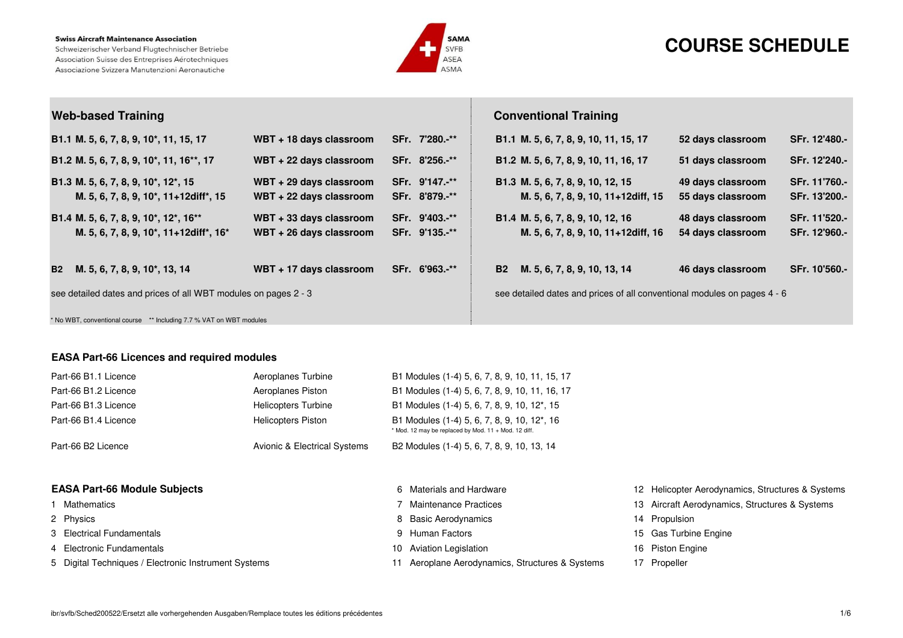Swiss Aircraft Maintenance Association
Schweizerischer Verband Flugtechnischer Betriebe
Association Suisse des Entreprises Aérotechniques
Associazione Svizzera Manutenzioni Aeronautiche

SAMA SVFB ASEA ASMA

# COURSE SCHEDULE

## Web-based Training

| Licence | Modules | Training | Price |
|---|---|---|---|
| **B1.1** | **M. 5, 6, 7, 8, 9, 10*, 11, 15, 17** | **WBT + 18 days classroom** | **SFr. 7'280.-\*\*** |
| **B1.2** | **M. 5, 6, 7, 8, 9, 10*, 11, 16**, 17** | **WBT + 22 days classroom** | **SFr. 8'256.-\*\*** |
| **B1.3** | **M. 5, 6, 7, 8, 9, 10*, 12*, 15** | **WBT + 29 days classroom** | **SFr. 9'147.-\*\*** |
| | **M. 5, 6, 7, 8, 9, 10*, 11+12diff*, 15** | **WBT + 22 days classroom** | **SFr. 8'879.-\*\*** |
| **B1.4** | **M. 5, 6, 7, 8, 9, 10*, 12*, 16\*\*** | **WBT + 33 days classroom** | **SFr. 9'403.-\*\*** |
| | **M. 5, 6, 7, 8, 9, 10*, 11+12diff*, 16*** | **WBT + 26 days classroom** | **SFr. 9'135.-\*\*** |
| **B2** | **M. 5, 6, 7, 8, 9, 10*, 13, 14** | **WBT + 17 days classroom** | **SFr. 6'963.-\*\*** |

see detailed dates and prices of all WBT modules on pages 2 - 3

\* No WBT, conventional course  \*\* Including 7.7 % VAT on WBT modules

## Conventional Training

| Licence | Modules | Training | Price |
|---|---|---|---|
| **B1.1** | **M. 5, 6, 7, 8, 9, 10, 11, 15, 17** | **52 days classroom** | **SFr. 12'480.-** |
| **B1.2** | **M. 5, 6, 7, 8, 9, 10, 11, 16, 17** | **51 days classroom** | **SFr. 12'240.-** |
| **B1.3** | **M. 5, 6, 7, 8, 9, 10, 12, 15** | **49 days classroom** | **SFr. 11'760.-** |
| | **M. 5, 6, 7, 8, 9, 10, 11+12diff, 15** | **55 days classroom** | **SFr. 13'200.-** |
| **B1.4** | **M. 5, 6, 7, 8, 9, 10, 12, 16** | **48 days classroom** | **SFr. 11'520.-** |
| | **M. 5, 6, 7, 8, 9, 10, 11+12diff, 16** | **54 days classroom** | **SFr. 12'960.-** |
| **B2** | **M. 5, 6, 7, 8, 9, 10, 13, 14** | **46 days classroom** | **SFr. 10'560.-** |

see detailed dates and prices of all conventional modules on pages 4 - 6

## EASA Part-66 Licences and required modules

| Licence | Category | Modules |
|---|---|---|
| Part-66 B1.1 Licence | Aeroplanes Turbine | B1 Modules (1-4) 5, 6, 7, 8, 9, 10, 11, 15, 17 |
| Part-66 B1.2 Licence | Aeroplanes Piston | B1 Modules (1-4) 5, 6, 7, 8, 9, 10, 11, 16, 17 |
| Part-66 B1.3 Licence | Helicopters Turbine | B1 Modules (1-4) 5, 6, 7, 8, 9, 10, 12*, 15 |
| Part-66 B1.4 Licence | Helicopters Piston | B1 Modules (1-4) 5, 6, 7, 8, 9, 10, 12*, 16 |
| Part-66 B2 Licence | Avionic & Electrical Systems | B2 Modules (1-4) 5, 6, 7, 8, 9, 10, 13, 14 |

\* Mod. 12 may be replaced by Mod. 11 + Mod. 12 diff.

## EASA Part-66 Module Subjects

1 Mathematics
2 Physics
3 Electrical Fundamentals
4 Electronic Fundamentals
5 Digital Techniques / Electronic Instrument Systems
6 Materials and Hardware
7 Maintenance Practices
8 Basic Aerodynamics
9 Human Factors
10 Aviation Legislation
11 Aeroplane Aerodynamics, Structures & Systems
12 Helicopter Aerodynamics, Structures & Systems
13 Aircraft Aerodynamics, Structures & Systems
14 Propulsion
15 Gas Turbine Engine
16 Piston Engine
17 Propeller

ibr/svfb/Sched200522/Ersetzt alle vorhergehenden Ausgaben/Remplace toutes les éditions précédentes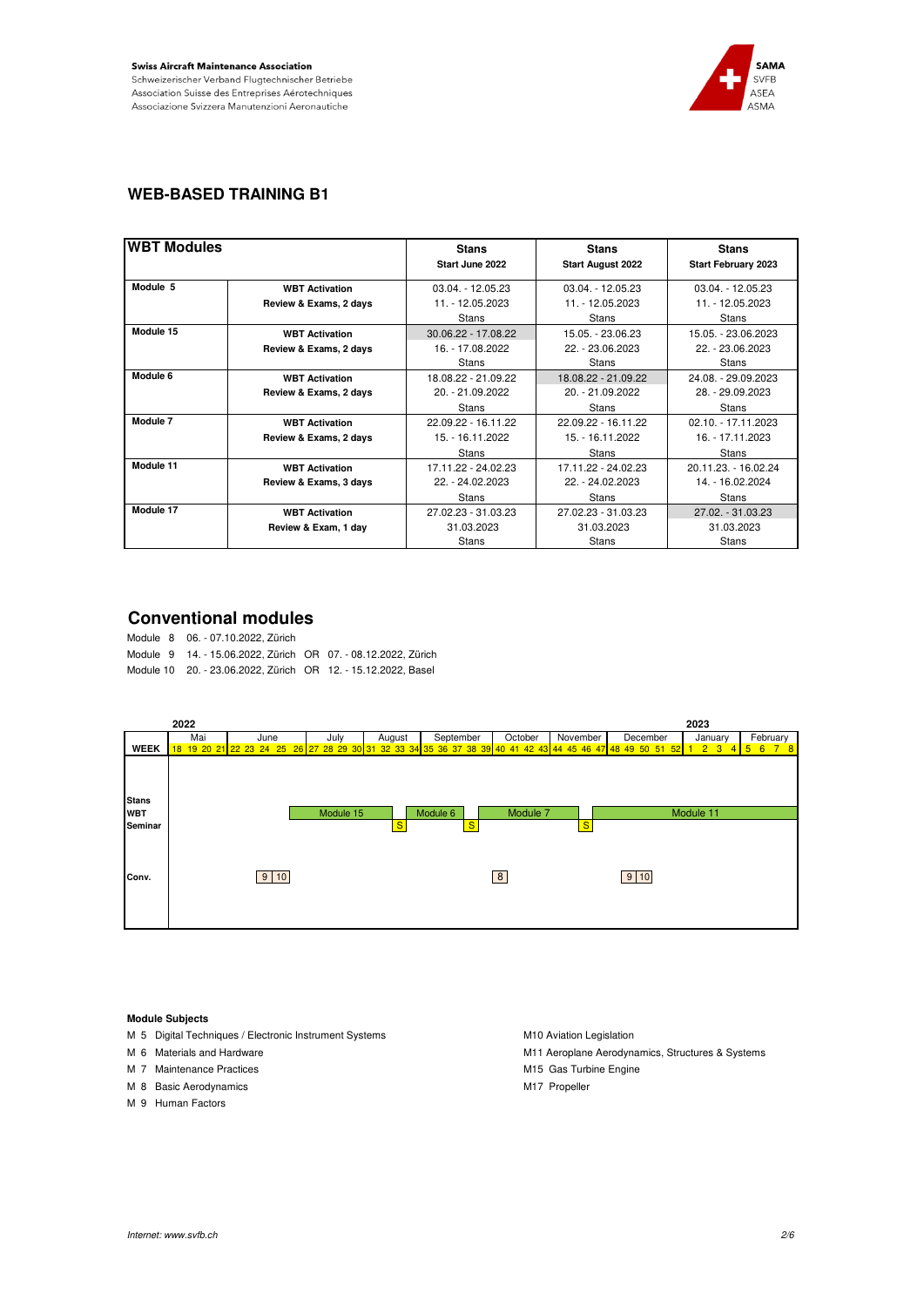Swiss Aircraft Maintenance Association
Schweizerischer Verband Flugtechnischer Betriebe
Association Suisse des Entreprises Aérotechniques
Associazione Svizzera Manutenzioni Aeronautiche

SAMA
SVFB
ASEA
ASMA

## WEB-BASED TRAINING B1

| WBT Modules | | Stans<br>Start June 2022 | Stans<br>Start August 2022 | Stans<br>Start February 2023 |
|---|---|---|---|---|
| Module 5 | WBT Activation<br>Review & Exams, 2 days | 03.04. - 12.05.23<br>11. - 12.05.2023<br>Stans | 03.04. - 12.05.23<br>11. - 12.05.2023<br>Stans | 03.04. - 12.05.23<br>11. - 12.05.2023<br>Stans |
| Module 15 | WBT Activation<br>Review & Exams, 2 days | 30.06.22 - 17.08.22<br>16. - 17.08.2022<br>Stans | 15.05. - 23.06.23<br>22. - 23.06.2023<br>Stans | 15.05. - 23.06.2023<br>22. - 23.06.2023<br>Stans |
| Module 6 | WBT Activation<br>Review & Exams, 2 days | 18.08.22 - 21.09.22<br>20. - 21.09.2022<br>Stans | 18.08.22 - 21.09.22<br>20. - 21.09.2022<br>Stans | 24.08. - 29.09.2023<br>28. - 29.09.2023<br>Stans |
| Module 7 | WBT Activation<br>Review & Exams, 2 days | 22.09.22 - 16.11.22<br>15. - 16.11.2022<br>Stans | 22.09.22 - 16.11.22<br>15. - 16.11.2022<br>Stans | 02.10. - 17.11.2023<br>16. - 17.11.2023<br>Stans |
| Module 11 | WBT Activation<br>Review & Exams, 3 days | 17.11.22 - 24.02.23<br>22. - 24.02.2023<br>Stans | 17.11.22 - 24.02.23<br>22. - 24.02.2023<br>Stans | 20.11.23. - 16.02.24<br>14. - 16.02.2024<br>Stans |
| Module 17 | WBT Activation<br>Review & Exam, 1 day | 27.02.23 - 31.03.23<br>31.03.2023<br>Stans | 27.02.23 - 31.03.23<br>31.03.2023<br>Stans | 27.02. - 31.03.23<br>31.03.2023<br>Stans |

## Conventional modules

Module 8 06. - 07.10.2022, Zürich
Module 9 14. - 15.06.2022, Zürich OR 07. - 08.12.2022, Zürich
Module 10 20. - 23.06.2022, Zürich OR 12. - 15.12.2022, Basel

| | 2022: Mai | June | July | August | September | October | November | December | 2023: January | February |
|---|---|---|---|---|---|---|---|---|---|---|
| WEEK | 18 19 20 21 | 22 23 24 25 26 | 27 28 29 30 | 31 32 33 34 | 35 36 37 38 39 | 40 41 42 43 | 44 45 46 47 | 48 49 50 51 52 | 1 2 3 4 | 5 6 7 8 |
| Stans WBT Seminar | | | Module 15 | Module 15, S | Module 6 | S, Module 7 | Module 7, S | Module 11 | Module 11 | Module 11 |
| Conv. | | 9, 10 | | | | 8 | | 9, 10 | | |

**Module Subjects**

M 5 Digital Techniques / Electronic Instrument Systems
M 6 Materials and Hardware
M 7 Maintenance Practices
M 8 Basic Aerodynamics
M 9 Human Factors
M10 Aviation Legislation
M11 Aeroplane Aerodynamics, Structures & Systems
M15 Gas Turbine Engine
M17 Propeller

*Internet: www.svfb.ch*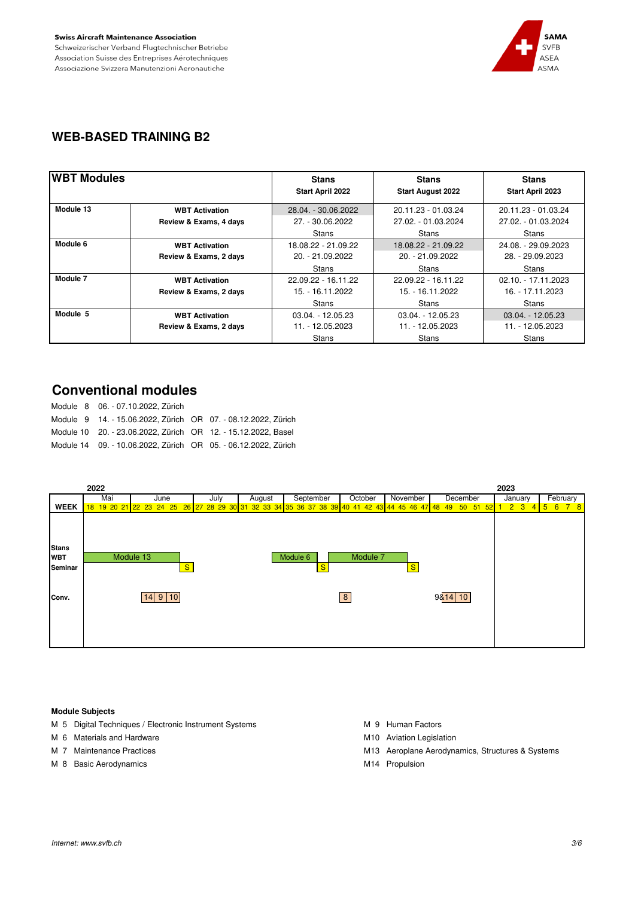Swiss Aircraft Maintenance Association
Schweizerischer Verband Flugtechnischer Betriebe
Association Suisse des Entreprises Aérotechniques
Associazione Svizzera Manutenzioni Aeronautiche

SAMA
SVFB
ASEA
ASMA

## WEB-BASED TRAINING B2

| WBT Modules | | Stans<br>Start April 2022 | Stans<br>Start August 2022 | Stans<br>Start April 2023 |
|---|---|---|---|---|
| Module 13 | WBT Activation<br>Review & Exams, 4 days | 28.04. - 30.06.2022<br>27. - 30.06.2022<br>Stans | 20.11.23 - 01.03.24<br>27.02. - 01.03.2024<br>Stans | 20.11.23 - 01.03.24<br>27.02. - 01.03.2024<br>Stans |
| Module 6 | WBT Activation<br>Review & Exams, 2 days | 18.08.22 - 21.09.22<br>20. - 21.09.2022<br>Stans | 18.08.22 - 21.09.22<br>20. - 21.09.2022<br>Stans | 24.08. - 29.09.2023<br>28. - 29.09.2023<br>Stans |
| Module 7 | WBT Activation<br>Review & Exams, 2 days | 22.09.22 - 16.11.22<br>15. - 16.11.2022<br>Stans | 22.09.22 - 16.11.22<br>15. - 16.11.2022<br>Stans | 02.10. - 17.11.2023<br>16. - 17.11.2023<br>Stans |
| Module 5 | WBT Activation<br>Review & Exams, 2 days | 03.04. - 12.05.23<br>11. - 12.05.2023<br>Stans | 03.04. - 12.05.23<br>11. - 12.05.2023<br>Stans | 03.04. - 12.05.23<br>11. - 12.05.2023<br>Stans |

## Conventional modules

Module 8 06. - 07.10.2022, Zürich
Module 9 14. - 15.06.2022, Zürich OR 07. - 08.12.2022, Zürich
Module 10 20. - 23.06.2022, Zürich OR 12. - 15.12.2022, Basel
Module 14 09. - 10.06.2022, Zürich OR 05. - 06.12.2022, Zürich

| | 2022 | | | | | | | | 2023 | |
|---|---|---|---|---|---|---|---|---|---|---|
| | Mai | June | July | August | September | October | November | December | January | February |
| WEEK | 18 19 20 21 | 22 23 24 25 26 | 27 28 29 30 | 31 32 33 34 | 35 36 37 38 39 | 40 41 42 43 | 44 45 46 47 | 48 49 50 51 52 | 1 2 3 4 | 5 6 7 8 |
| Stans WBT | Module 13 | Module 13 | | | Module 6 | Module 7 | Module 7 | | | |
| Seminar | | S (26) | | | S (36) | | S (46) | | | |
| Conv. | | 14 9 10 | | | | 8 | | 9&14 10 | | |

**Module Subjects**

M 5 Digital Techniques / Electronic Instrument Systems
M 6 Materials and Hardware
M 7 Maintenance Practices
M 8 Basic Aerodynamics
M 9 Human Factors
M10 Aviation Legislation
M13 Aeroplane Aerodynamics, Structures & Systems
M14 Propulsion

*Internet: www.svfb.ch*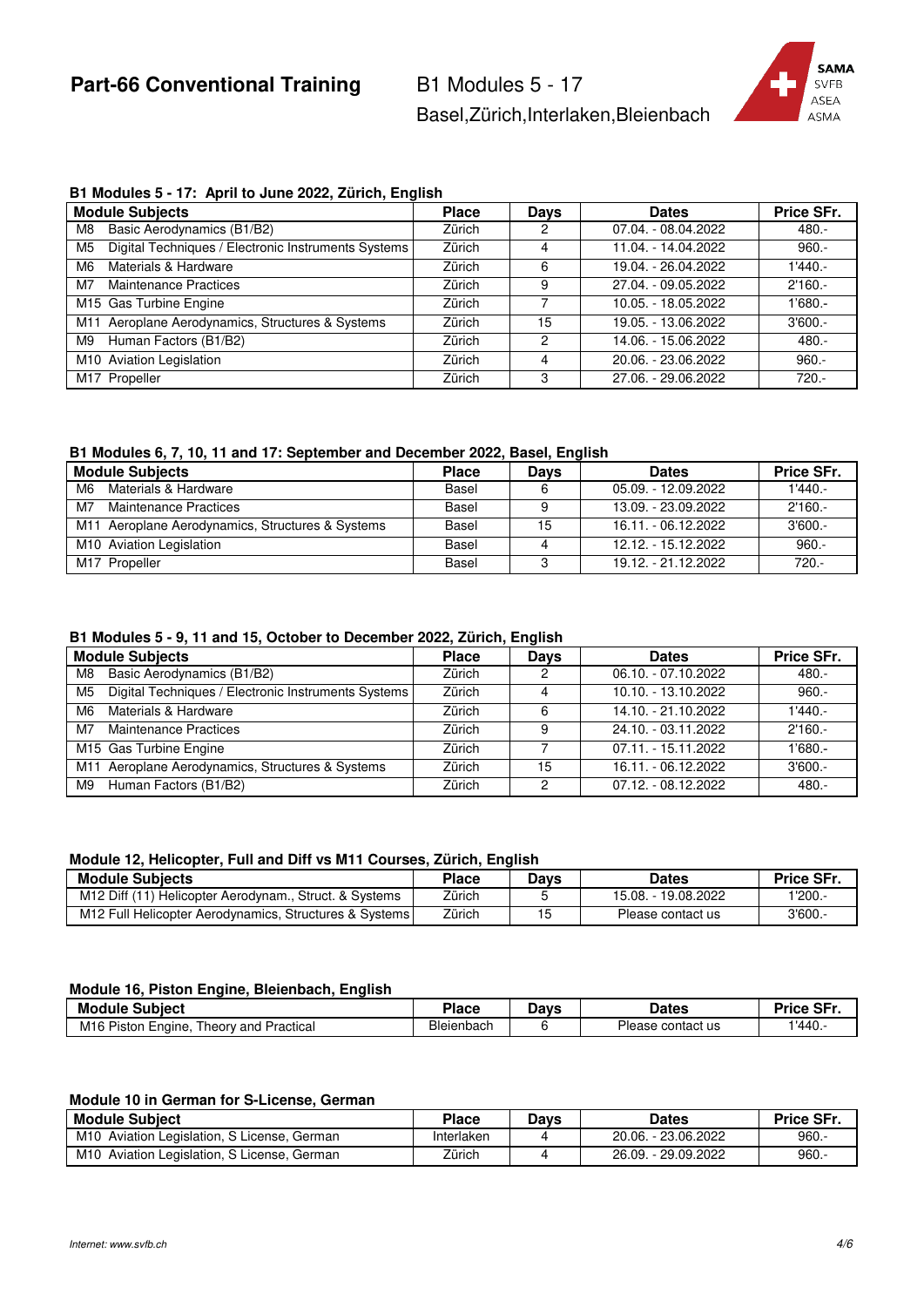# Part-66 Conventional Training

B1 Modules 5 - 17
Basel,Zürich,Interlaken,Bleienbach

### B1 Modules 5 - 17: April to June 2022, Zürich, English

| Module Subjects | Place | Days | Dates | Price SFr. |
|---|---|---|---|---|
| M8 Basic Aerodynamics (B1/B2) | Zürich | 2 | 07.04. - 08.04.2022 | 480.- |
| M5 Digital Techniques / Electronic Instruments Systems | Zürich | 4 | 11.04. - 14.04.2022 | 960.- |
| M6 Materials & Hardware | Zürich | 6 | 19.04. - 26.04.2022 | 1'440.- |
| M7 Maintenance Practices | Zürich | 9 | 27.04. - 09.05.2022 | 2'160.- |
| M15 Gas Turbine Engine | Zürich | 7 | 10.05. - 18.05.2022 | 1'680.- |
| M11 Aeroplane Aerodynamics, Structures & Systems | Zürich | 15 | 19.05. - 13.06.2022 | 3'600.- |
| M9 Human Factors (B1/B2) | Zürich | 2 | 14.06. - 15.06.2022 | 480.- |
| M10 Aviation Legislation | Zürich | 4 | 20.06. - 23.06.2022 | 960.- |
| M17 Propeller | Zürich | 3 | 27.06. - 29.06.2022 | 720.- |

### B1 Modules 6, 7, 10, 11 and 17: September and December 2022, Basel, English

| Module Subjects | Place | Days | Dates | Price SFr. |
|---|---|---|---|---|
| M6 Materials & Hardware | Basel | 6 | 05.09. - 12.09.2022 | 1'440.- |
| M7 Maintenance Practices | Basel | 9 | 13.09. - 23.09.2022 | 2'160.- |
| M11 Aeroplane Aerodynamics, Structures & Systems | Basel | 15 | 16.11. - 06.12.2022 | 3'600.- |
| M10 Aviation Legislation | Basel | 4 | 12.12. - 15.12.2022 | 960.- |
| M17 Propeller | Basel | 3 | 19.12. - 21.12.2022 | 720.- |

### B1 Modules 5 - 9, 11 and 15, October to December 2022, Zürich, English

| Module Subjects | Place | Days | Dates | Price SFr. |
|---|---|---|---|---|
| M8 Basic Aerodynamics (B1/B2) | Zürich | 2 | 06.10. - 07.10.2022 | 480.- |
| M5 Digital Techniques / Electronic Instruments Systems | Zürich | 4 | 10.10. - 13.10.2022 | 960.- |
| M6 Materials & Hardware | Zürich | 6 | 14.10. - 21.10.2022 | 1'440.- |
| M7 Maintenance Practices | Zürich | 9 | 24.10. - 03.11.2022 | 2'160.- |
| M15 Gas Turbine Engine | Zürich | 7 | 07.11. - 15.11.2022 | 1'680.- |
| M11 Aeroplane Aerodynamics, Structures & Systems | Zürich | 15 | 16.11. - 06.12.2022 | 3'600.- |
| M9 Human Factors (B1/B2) | Zürich | 2 | 07.12. - 08.12.2022 | 480.- |

### Module 12, Helicopter, Full and Diff vs M11 Courses, Zürich, English

| Module Subjects | Place | Days | Dates | Price SFr. |
|---|---|---|---|---|
| M12 Diff (11) Helicopter Aerodynam., Struct. & Systems | Zürich | 5 | 15.08. - 19.08.2022 | 1'200.- |
| M12 Full Helicopter Aerodynamics, Structures & Systems | Zürich | 15 | Please contact us | 3'600.- |

### Module 16, Piston Engine, Bleienbach, English

| Module Subject | Place | Days | Dates | Price SFr. |
|---|---|---|---|---|
| M16 Piston Engine, Theory and Practical | Bleienbach | 6 | Please contact us | 1'440.- |

### Module 10 in German for S-License, German

| Module Subject | Place | Days | Dates | Price SFr. |
|---|---|---|---|---|
| M10 Aviation Legislation, S License, German | Interlaken | 4 | 20.06. - 23.06.2022 | 960.- |
| M10 Aviation Legislation, S License, German | Zürich | 4 | 26.09. - 29.09.2022 | 960.- |

*Internet: www.svfb.ch*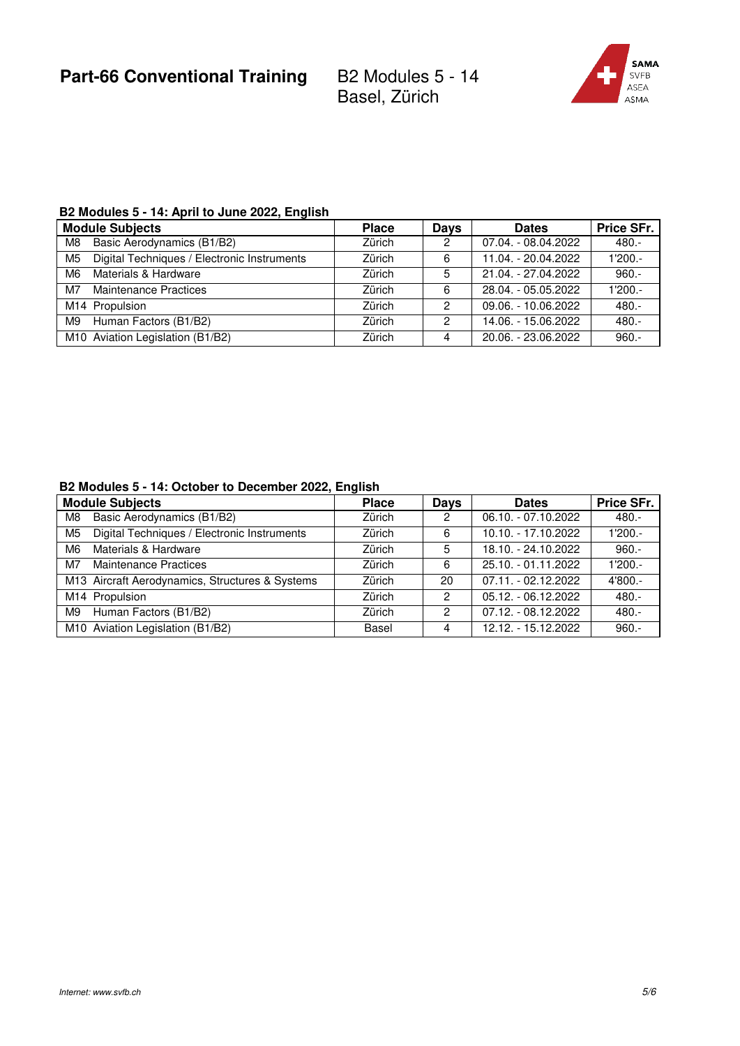# Part-66 Conventional Training

B2 Modules 5 - 14
Basel, Zürich

SAMA
SVFB
ASEA
ASMA

### B2 Modules 5 - 14: April to June 2022, English

| Module Subjects | Place | Days | Dates | Price SFr. |
|---|---|---|---|---|
| M8 Basic Aerodynamics (B1/B2) | Zürich | 2 | 07.04. - 08.04.2022 | 480.- |
| M5 Digital Techniques / Electronic Instruments | Zürich | 6 | 11.04. - 20.04.2022 | 1'200.- |
| M6 Materials & Hardware | Zürich | 5 | 21.04. - 27.04.2022 | 960.- |
| M7 Maintenance Practices | Zürich | 6 | 28.04. - 05.05.2022 | 1'200.- |
| M14 Propulsion | Zürich | 2 | 09.06. - 10.06.2022 | 480.- |
| M9 Human Factors (B1/B2) | Zürich | 2 | 14.06. - 15.06.2022 | 480.- |
| M10 Aviation Legislation (B1/B2) | Zürich | 4 | 20.06. - 23.06.2022 | 960.- |

### B2 Modules 5 - 14: October to December 2022, English

| Module Subjects | Place | Days | Dates | Price SFr. |
|---|---|---|---|---|
| M8 Basic Aerodynamics (B1/B2) | Zürich | 2 | 06.10. - 07.10.2022 | 480.- |
| M5 Digital Techniques / Electronic Instruments | Zürich | 6 | 10.10. - 17.10.2022 | 1'200.- |
| M6 Materials & Hardware | Zürich | 5 | 18.10. - 24.10.2022 | 960.- |
| M7 Maintenance Practices | Zürich | 6 | 25.10. - 01.11.2022 | 1'200.- |
| M13 Aircraft Aerodynamics, Structures & Systems | Zürich | 20 | 07.11. - 02.12.2022 | 4'800.- |
| M14 Propulsion | Zürich | 2 | 05.12. - 06.12.2022 | 480.- |
| M9 Human Factors (B1/B2) | Zürich | 2 | 07.12. - 08.12.2022 | 480.- |
| M10 Aviation Legislation (B1/B2) | Basel | 4 | 12.12. - 15.12.2022 | 960.- |

*Internet: www.svfb.ch*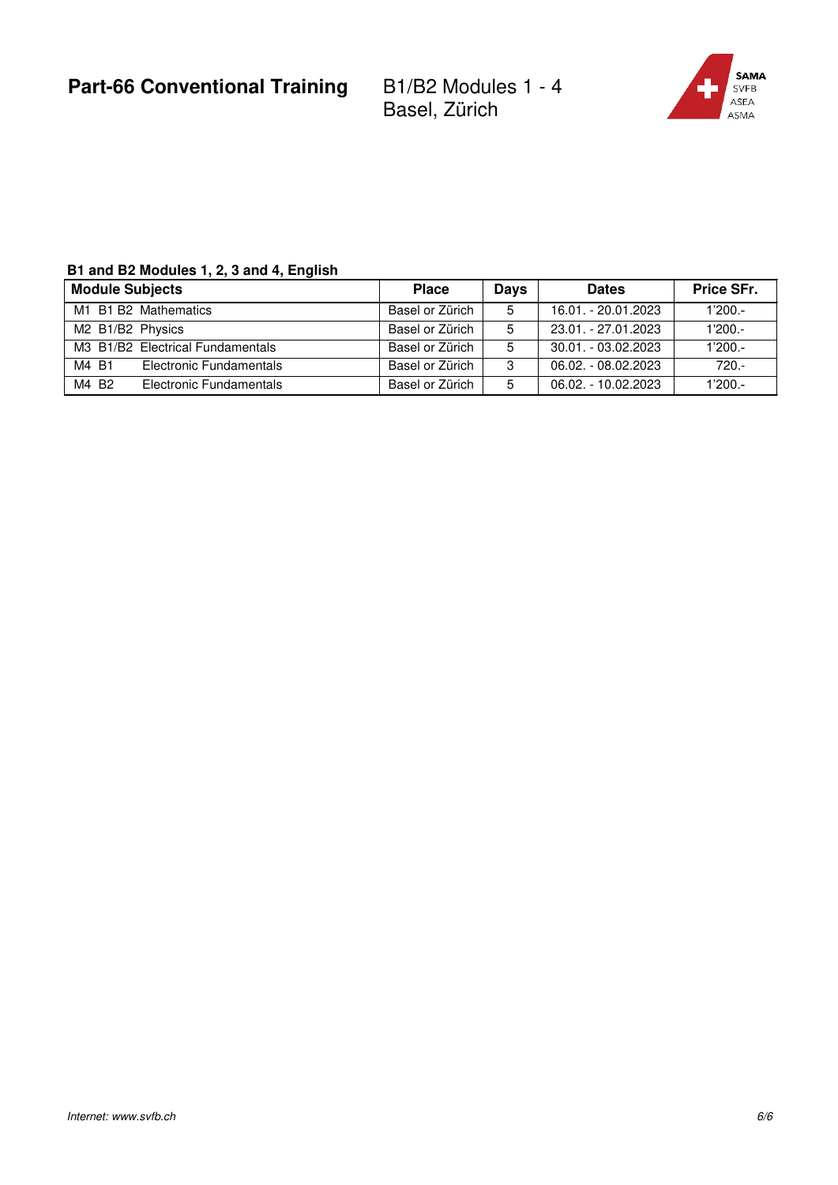**Part-66 Conventional Training** B1/B2 Modules 1 - 4
Basel, Zürich

SAMA
SVFB
ASEA
ASMA

**B1 and B2 Modules 1, 2, 3 and 4, English**

| Module Subjects | Place | Days | Dates | Price SFr. |
|---|---|---|---|---|
| M1 B1 B2 Mathematics | Basel or Zürich | 5 | 16.01. - 20.01.2023 | 1'200.- |
| M2 B1/B2 Physics | Basel or Zürich | 5 | 23.01. - 27.01.2023 | 1'200.- |
| M3 B1/B2 Electrical Fundamentals | Basel or Zürich | 5 | 30.01. - 03.02.2023 | 1'200.- |
| M4 B1 Electronic Fundamentals | Basel or Zürich | 3 | 06.02. - 08.02.2023 | 720.- |
| M4 B2 Electronic Fundamentals | Basel or Zürich | 5 | 06.02. - 10.02.2023 | 1'200.- |

*Internet: www.svfb.ch*